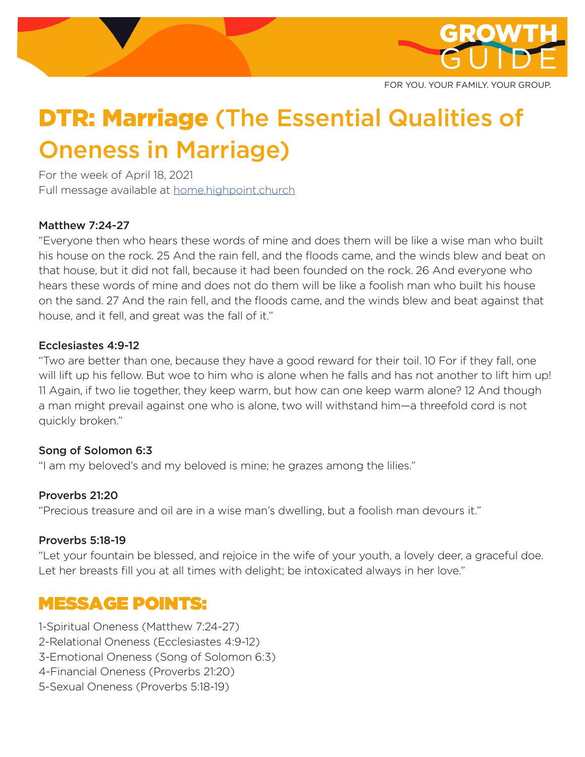GROWTH GUIDE

FOR YOU. YOUR FAMILY. YOUR GROUP.

# DTR: Marriage (The Essential Qualities of Oneness in Marriage)

For the week of April 18, 2021
Full message available at [home.highpoint.church](home.highpoint.church)

**Matthew 7:24-27**
"Everyone then who hears these words of mine and does them will be like a wise man who built his house on the rock. 25 And the rain fell, and the floods came, and the winds blew and beat on that house, but it did not fall, because it had been founded on the rock. 26 And everyone who hears these words of mine and does not do them will be like a foolish man who built his house on the sand. 27 And the rain fell, and the floods came, and the winds blew and beat against that house, and it fell, and great was the fall of it."

**Ecclesiastes 4:9-12**
"Two are better than one, because they have a good reward for their toil. 10 For if they fall, one will lift up his fellow. But woe to him who is alone when he falls and has not another to lift him up! 11 Again, if two lie together, they keep warm, but how can one keep warm alone? 12 And though a man might prevail against one who is alone, two will withstand him—a threefold cord is not quickly broken."

**Song of Solomon 6:3**
"I am my beloved's and my beloved is mine; he grazes among the lilies."

**Proverbs 21:20**
"Precious treasure and oil are in a wise man's dwelling, but a foolish man devours it."

**Proverbs 5:18-19**
"Let your fountain be blessed, and rejoice in the wife of your youth, a lovely deer, a graceful doe. Let her breasts fill you at all times with delight; be intoxicated always in her love."

## MESSAGE POINTS:

1-Spiritual Oneness (Matthew 7:24-27)
2-Relational Oneness (Ecclesiastes 4:9-12)
3-Emotional Oneness (Song of Solomon 6:3)
4-Financial Oneness (Proverbs 21:20)
5-Sexual Oneness (Proverbs 5:18-19)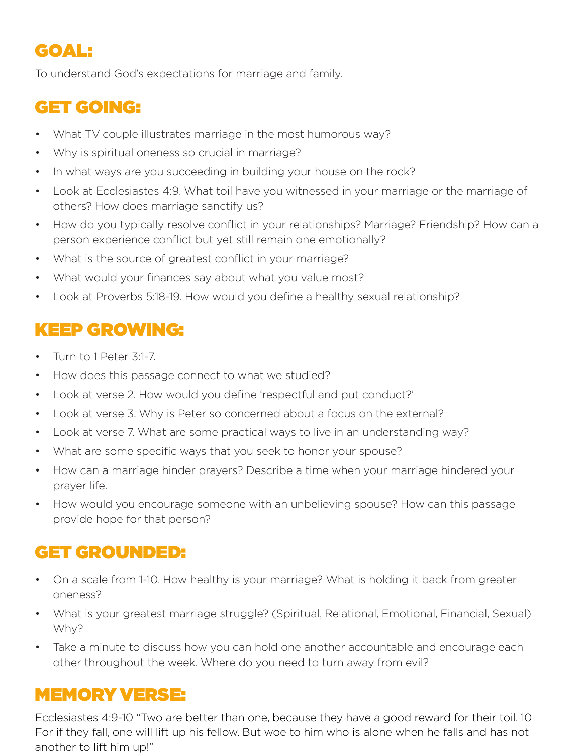## GOAL:

To understand God's expectations for marriage and family.

## GET GOING:

- What TV couple illustrates marriage in the most humorous way?
- Why is spiritual oneness so crucial in marriage?
- In what ways are you succeeding in building your house on the rock?
- Look at Ecclesiastes 4:9. What toil have you witnessed in your marriage or the marriage of others? How does marriage sanctify us?
- How do you typically resolve conflict in your relationships? Marriage? Friendship? How can a person experience conflict but yet still remain one emotionally?
- What is the source of greatest conflict in your marriage?
- What would your finances say about what you value most?
- Look at Proverbs 5:18-19. How would you define a healthy sexual relationship?

## KEEP GROWING:

- Turn to 1 Peter 3:1-7.
- How does this passage connect to what we studied?
- Look at verse 2. How would you define 'respectful and put conduct?'
- Look at verse 3. Why is Peter so concerned about a focus on the external?
- Look at verse 7. What are some practical ways to live in an understanding way?
- What are some specific ways that you seek to honor your spouse?
- How can a marriage hinder prayers? Describe a time when your marriage hindered your prayer life.
- How would you encourage someone with an unbelieving spouse? How can this passage provide hope for that person?

## GET GROUNDED:

- On a scale from 1-10. How healthy is your marriage? What is holding it back from greater oneness?
- What is your greatest marriage struggle? (Spiritual, Relational, Emotional, Financial, Sexual) Why?
- Take a minute to discuss how you can hold one another accountable and encourage each other throughout the week. Where do you need to turn away from evil?

## MEMORY VERSE:

Ecclesiastes 4:9-10 "Two are better than one, because they have a good reward for their toil. 10 For if they fall, one will lift up his fellow. But woe to him who is alone when he falls and has not another to lift him up!"